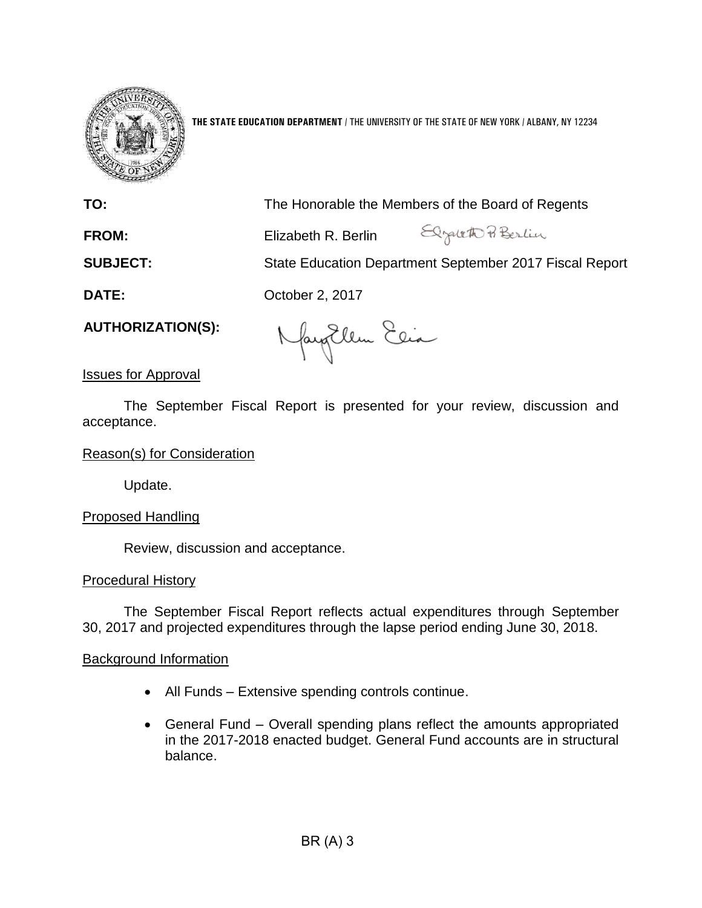**THE STATE EDUCATION DEPARTMENT** / THE UNIVERSITY OF THE STATE OF NEW YORK / ALBANY, NY 12234

| | |
|---|---|
| **TO:** | The Honorable the Members of the Board of Regents |
| **FROM:** | Elizabeth R. Berlin |
| **SUBJECT:** | State Education Department September 2017 Fiscal Report |
| **DATE:** | October 2, 2017 |
| **AUTHORIZATION(S):** | |

Issues for Approval

The September Fiscal Report is presented for your review, discussion and acceptance.

Reason(s) for Consideration

Update.

Proposed Handling

Review, discussion and acceptance.

Procedural History

The September Fiscal Report reflects actual expenditures through September 30, 2017 and projected expenditures through the lapse period ending June 30, 2018.

Background Information

- All Funds – Extensive spending controls continue.
- General Fund – Overall spending plans reflect the amounts appropriated in the 2017-2018 enacted budget. General Fund accounts are in structural balance.

BR (A) 3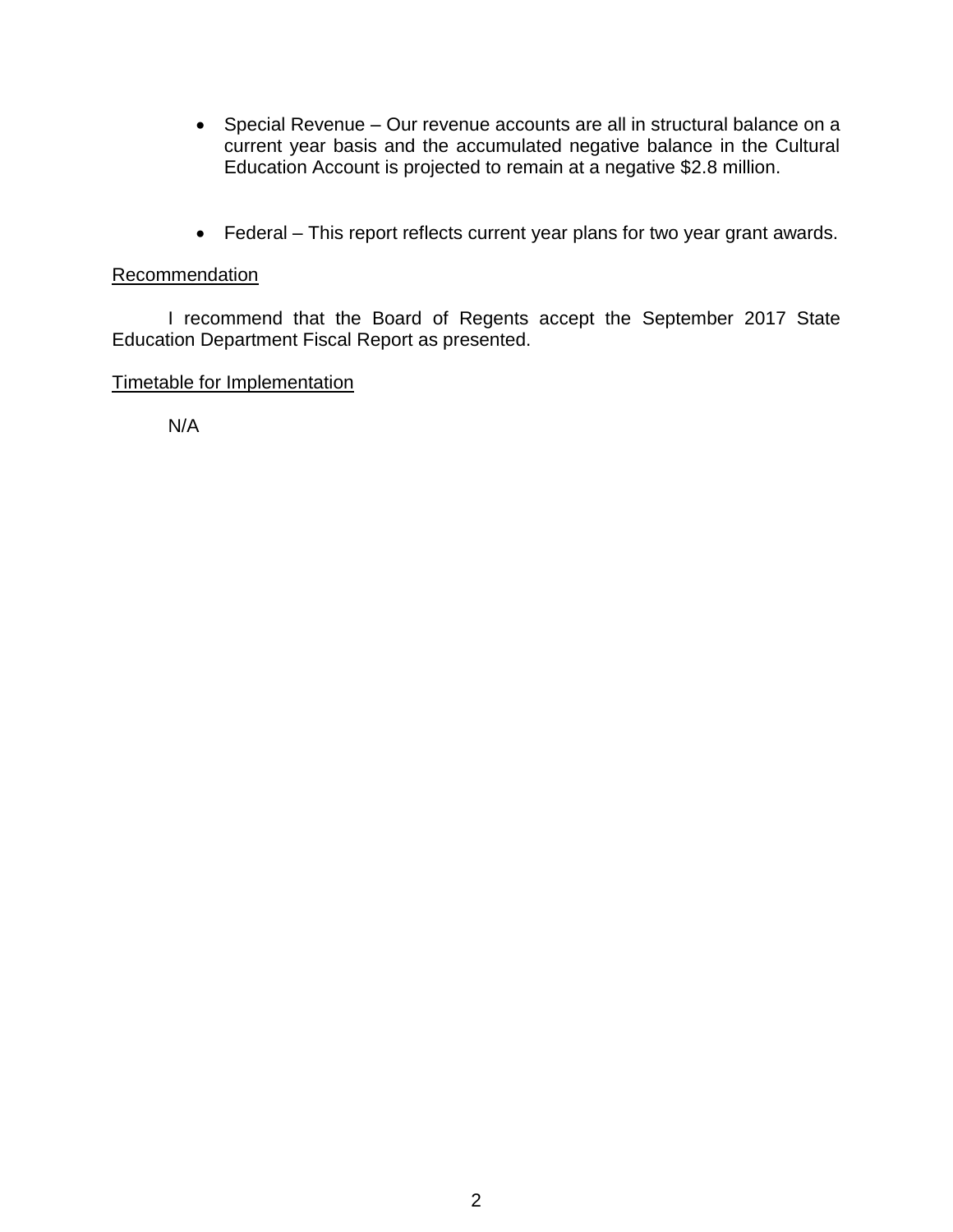- Special Revenue – Our revenue accounts are all in structural balance on a current year basis and the accumulated negative balance in the Cultural Education Account is projected to remain at a negative $2.8 million.

- Federal – This report reflects current year plans for two year grant awards.

Recommendation

I recommend that the Board of Regents accept the September 2017 State Education Department Fiscal Report as presented.

Timetable for Implementation

N/A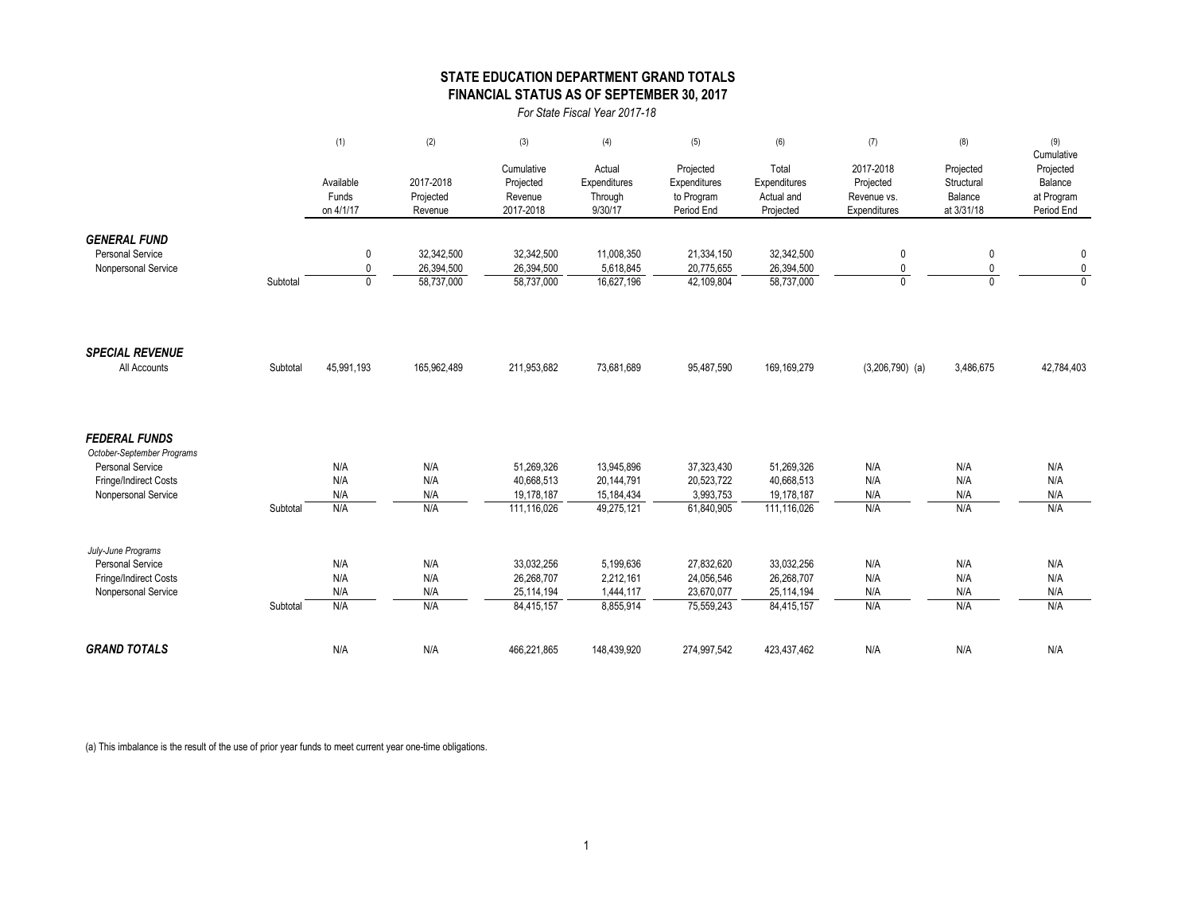## STATE EDUCATION DEPARTMENT GRAND TOTALS
## FINANCIAL STATUS AS OF SEPTEMBER 30, 2017

*For State Fiscal Year 2017-18*

| | | (1) Available Funds on 4/1/17 | (2) 2017-2018 Projected Revenue | (3) Cumulative Projected Revenue 2017-2018 | (4) Actual Expenditures Through 9/30/17 | (5) Projected Expenditures to Program Period End | (6) Total Expenditures Actual and Projected | (7) 2017-2018 Projected Revenue vs. Expenditures | (8) Projected Structural Balance at 3/31/18 | (9) Cumulative Projected Balance at Program Period End |
|---|---|---|---|---|---|---|---|---|---|---|
| ***GENERAL FUND*** | | | | | | | | | | |
| Personal Service | | 0 | 32,342,500 | 32,342,500 | 11,008,350 | 21,334,150 | 32,342,500 | 0 | 0 | 0 |
| Nonpersonal Service | | 0 | 26,394,500 | 26,394,500 | 5,618,845 | 20,775,655 | 26,394,500 | 0 | 0 | 0 |
| | Subtotal | 0 | 58,737,000 | 58,737,000 | 16,627,196 | 42,109,804 | 58,737,000 | 0 | 0 | 0 |
| ***SPECIAL REVENUE*** | | | | | | | | | | |
| All Accounts | Subtotal | 45,991,193 | 165,962,489 | 211,953,682 | 73,681,689 | 95,487,590 | 169,169,279 | (3,206,790) (a) | 3,486,675 | 42,784,403 |
| ***FEDERAL FUNDS*** | | | | | | | | | | |
| *October-September Programs* | | | | | | | | | | |
| Personal Service | | N/A | N/A | 51,269,326 | 13,945,896 | 37,323,430 | 51,269,326 | N/A | N/A | N/A |
| Fringe/Indirect Costs | | N/A | N/A | 40,668,513 | 20,144,791 | 20,523,722 | 40,668,513 | N/A | N/A | N/A |
| Nonpersonal Service | | N/A | N/A | 19,178,187 | 15,184,434 | 3,993,753 | 19,178,187 | N/A | N/A | N/A |
| | Subtotal | N/A | N/A | 111,116,026 | 49,275,121 | 61,840,905 | 111,116,026 | N/A | N/A | N/A |
| *July-June Programs* | | | | | | | | | | |
| Personal Service | | N/A | N/A | 33,032,256 | 5,199,636 | 27,832,620 | 33,032,256 | N/A | N/A | N/A |
| Fringe/Indirect Costs | | N/A | N/A | 26,268,707 | 2,212,161 | 24,056,546 | 26,268,707 | N/A | N/A | N/A |
| Nonpersonal Service | | N/A | N/A | 25,114,194 | 1,444,117 | 23,670,077 | 25,114,194 | N/A | N/A | N/A |
| | Subtotal | N/A | N/A | 84,415,157 | 8,855,914 | 75,559,243 | 84,415,157 | N/A | N/A | N/A |
| ***GRAND TOTALS*** | | N/A | N/A | 466,221,865 | 148,439,920 | 274,997,542 | 423,437,462 | N/A | N/A | N/A |

(a) This imbalance is the result of the use of prior year funds to meet current year one-time obligations.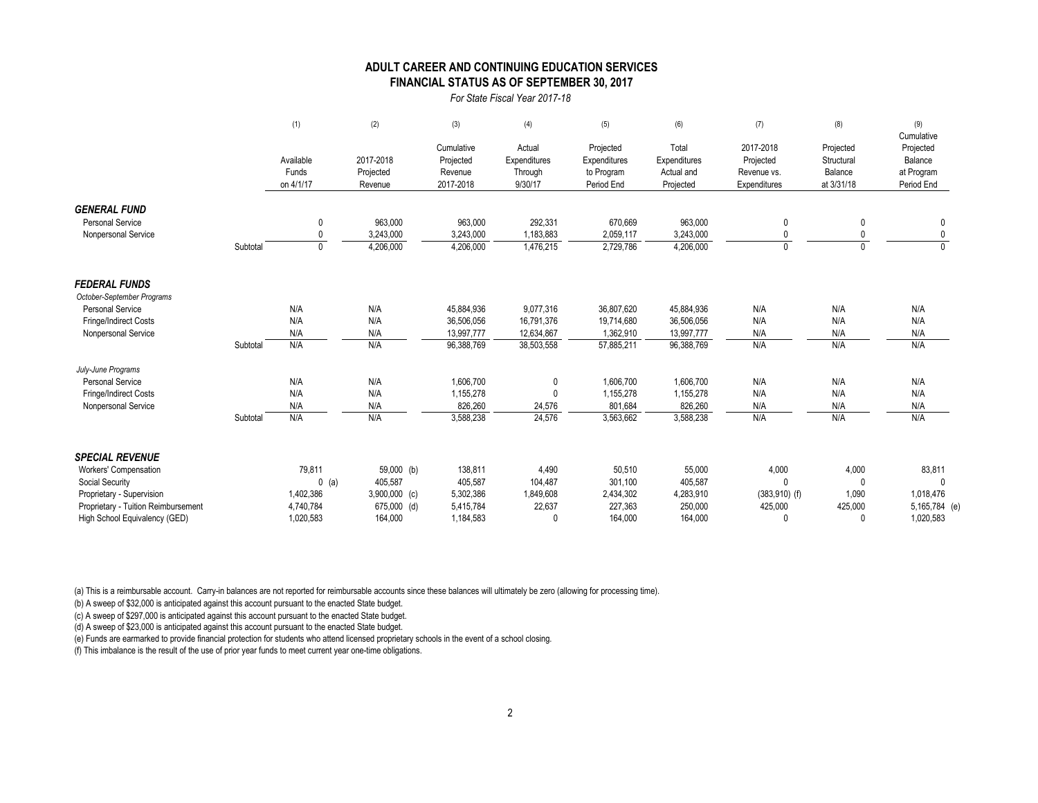## ADULT CAREER AND CONTINUING EDUCATION SERVICES
## FINANCIAL STATUS AS OF SEPTEMBER 30, 2017

*For State Fiscal Year 2017-18*

| | | (1) Available Funds on 4/1/17 | (2) 2017-2018 Projected Revenue | (3) Cumulative Projected Revenue 2017-2018 | (4) Actual Expenditures Through 9/30/17 | (5) Projected Expenditures to Program Period End | (6) Total Expenditures Actual and Projected | (7) 2017-2018 Projected Revenue vs. Expenditures | (8) Projected Structural Balance at 3/31/18 | (9) Cumulative Projected Balance at Program Period End |
|---|---|---|---|---|---|---|---|---|---|---|
| ***GENERAL FUND*** | | | | | | | | | | |
| Personal Service | | 0 | 963,000 | 963,000 | 292,331 | 670,669 | 963,000 | 0 | 0 | 0 |
| Nonpersonal Service | | 0 | 3,243,000 | 3,243,000 | 1,183,883 | 2,059,117 | 3,243,000 | 0 | 0 | 0 |
| | Subtotal | 0 | 4,206,000 | 4,206,000 | 1,476,215 | 2,729,786 | 4,206,000 | 0 | 0 | 0 |
| ***FEDERAL FUNDS*** | | | | | | | | | | |
| *October-September Programs* | | | | | | | | | | |
| Personal Service | | N/A | N/A | 45,884,936 | 9,077,316 | 36,807,620 | 45,884,936 | N/A | N/A | N/A |
| Fringe/Indirect Costs | | N/A | N/A | 36,506,056 | 16,791,376 | 19,714,680 | 36,506,056 | N/A | N/A | N/A |
| Nonpersonal Service | | N/A | N/A | 13,997,777 | 12,634,867 | 1,362,910 | 13,997,777 | N/A | N/A | N/A |
| | Subtotal | N/A | N/A | 96,388,769 | 38,503,558 | 57,885,211 | 96,388,769 | N/A | N/A | N/A |
| *July-June Programs* | | | | | | | | | | |
| Personal Service | | N/A | N/A | 1,606,700 | 0 | 1,606,700 | 1,606,700 | N/A | N/A | N/A |
| Fringe/Indirect Costs | | N/A | N/A | 1,155,278 | 0 | 1,155,278 | 1,155,278 | N/A | N/A | N/A |
| Nonpersonal Service | | N/A | N/A | 826,260 | 24,576 | 801,684 | 826,260 | N/A | N/A | N/A |
| | Subtotal | N/A | N/A | 3,588,238 | 24,576 | 3,563,662 | 3,588,238 | N/A | N/A | N/A |
| ***SPECIAL REVENUE*** | | | | | | | | | | |
| Workers' Compensation | | 79,811 | 59,000 (b) | 138,811 | 4,490 | 50,510 | 55,000 | 4,000 | 4,000 | 83,811 |
| Social Security | | 0 (a) | 405,587 | 405,587 | 104,487 | 301,100 | 405,587 | 0 | 0 | 0 |
| Proprietary - Supervision | | 1,402,386 | 3,900,000 (c) | 5,302,386 | 1,849,608 | 2,434,302 | 4,283,910 | (383,910) (f) | 1,090 | 1,018,476 |
| Proprietary - Tuition Reimbursement | | 4,740,784 | 675,000 (d) | 5,415,784 | 22,637 | 227,363 | 250,000 | 425,000 | 425,000 | 5,165,784 (e) |
| High School Equivalency (GED) | | 1,020,583 | 164,000 | 1,184,583 | 0 | 164,000 | 164,000 | 0 | 0 | 1,020,583 |

(a) This is a reimbursable account. Carry-in balances are not reported for reimbursable accounts since these balances will ultimately be zero (allowing for processing time).

(b) A sweep of $32,000 is anticipated against this account pursuant to the enacted State budget.

(c) A sweep of $297,000 is anticipated against this account pursuant to the enacted State budget.

(d) A sweep of $23,000 is anticipated against this account pursuant to the enacted State budget.

(e) Funds are earmarked to provide financial protection for students who attend licensed proprietary schools in the event of a school closing.

(f) This imbalance is the result of the use of prior year funds to meet current year one-time obligations.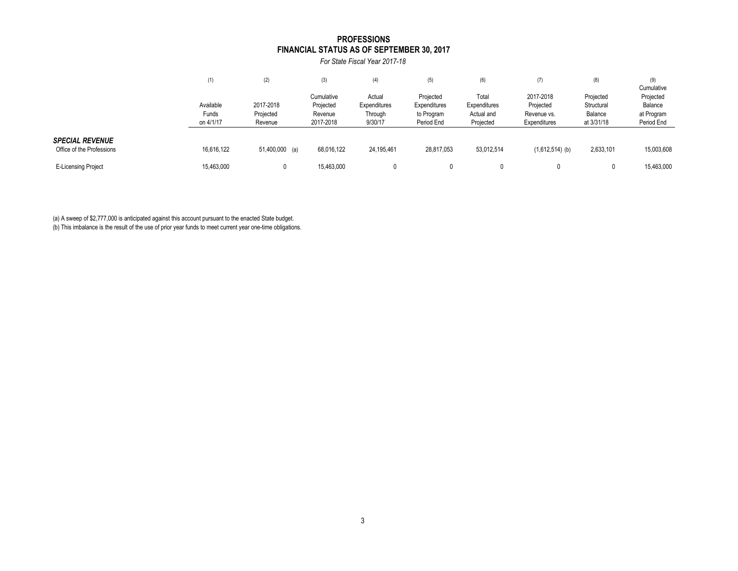# PROFESSIONS
## FINANCIAL STATUS AS OF SEPTEMBER 30, 2017

*For State Fiscal Year 2017-18*

| | (1) Available Funds on 4/1/17 | (2) 2017-2018 Projected Revenue | (3) Cumulative Projected Revenue 2017-2018 | (4) Actual Expenditures Through 9/30/17 | (5) Projected Expenditures to Program Period End | (6) Total Expenditures Actual and Projected | (7) 2017-2018 Projected Revenue vs. Expenditures | (8) Projected Structural Balance at 3/31/18 | (9) Cumulative Projected Balance at Program Period End |
|---|---|---|---|---|---|---|---|---|---|
| ***SPECIAL REVENUE*** | | | | | | | | | |
| Office of the Professions | 16,616,122 | 51,400,000 (a) | 68,016,122 | 24,195,461 | 28,817,053 | 53,012,514 | (1,612,514) (b) | 2,633,101 | 15,003,608 |
| E-Licensing Project | 15,463,000 | 0 | 15,463,000 | 0 | 0 | 0 | 0 | 0 | 15,463,000 |

(a) A sweep of $2,777,000 is anticipated against this account pursuant to the enacted State budget.
(b) This imbalance is the result of the use of prior year funds to meet current year one-time obligations.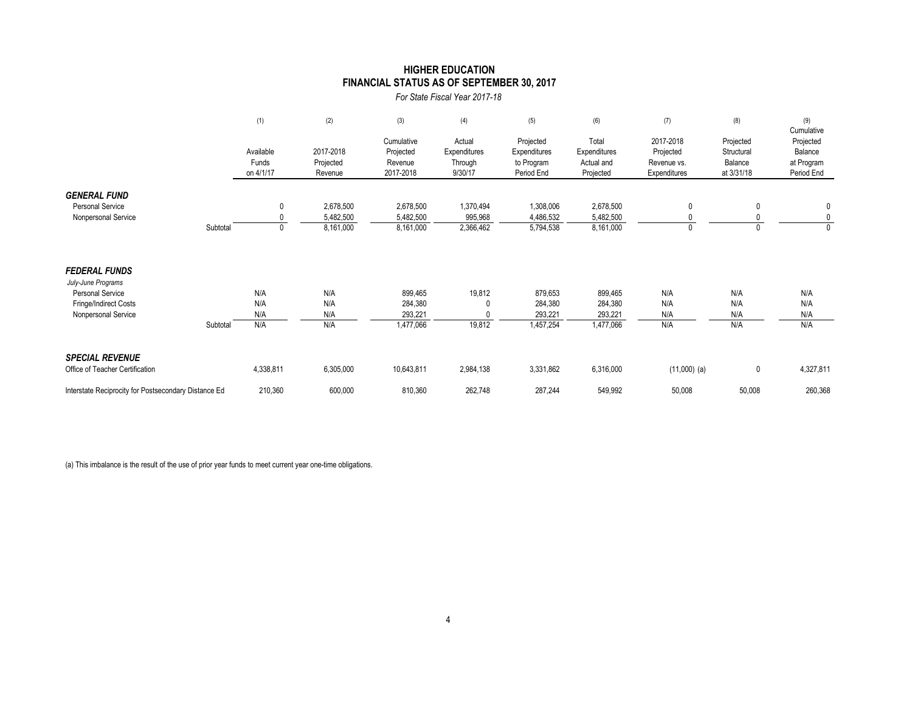# HIGHER EDUCATION
## FINANCIAL STATUS AS OF SEPTEMBER 30, 2017
*For State Fiscal Year 2017-18*

| | (1) Available Funds on 4/1/17 | (2) 2017-2018 Projected Revenue | (3) Cumulative Projected Revenue 2017-2018 | (4) Actual Expenditures Through 9/30/17 | (5) Projected Expenditures to Program Period End | (6) Total Expenditures Actual and Projected | (7) 2017-2018 Projected Revenue vs. Expenditures | (8) Projected Structural Balance at 3/31/18 | (9) Cumulative Projected Balance at Program Period End |
|---|---|---|---|---|---|---|---|---|---|
| ***GENERAL FUND*** | | | | | | | | | |
| Personal Service | 0 | 2,678,500 | 2,678,500 | 1,370,494 | 1,308,006 | 2,678,500 | 0 | 0 | 0 |
| Nonpersonal Service | 0 | 5,482,500 | 5,482,500 | 995,968 | 4,486,532 | 5,482,500 | 0 | 0 | 0 |
| Subtotal | 0 | 8,161,000 | 8,161,000 | 2,366,462 | 5,794,538 | 8,161,000 | 0 | 0 | 0 |
| ***FEDERAL FUNDS*** | | | | | | | | | |
| *July-June Programs* | | | | | | | | | |
| Personal Service | N/A | N/A | 899,465 | 19,812 | 879,653 | 899,465 | N/A | N/A | N/A |
| Fringe/Indirect Costs | N/A | N/A | 284,380 | 0 | 284,380 | 284,380 | N/A | N/A | N/A |
| Nonpersonal Service | N/A | N/A | 293,221 | 0 | 293,221 | 293,221 | N/A | N/A | N/A |
| Subtotal | N/A | N/A | 1,477,066 | 19,812 | 1,457,254 | 1,477,066 | N/A | N/A | N/A |
| ***SPECIAL REVENUE*** | | | | | | | | | |
| Office of Teacher Certification | 4,338,811 | 6,305,000 | 10,643,811 | 2,984,138 | 3,331,862 | 6,316,000 | (11,000) (a) | 0 | 4,327,811 |
| Interstate Reciprocity for Postsecondary Distance Ed | 210,360 | 600,000 | 810,360 | 262,748 | 287,244 | 549,992 | 50,008 | 50,008 | 260,368 |

(a) This imbalance is the result of the use of prior year funds to meet current year one-time obligations.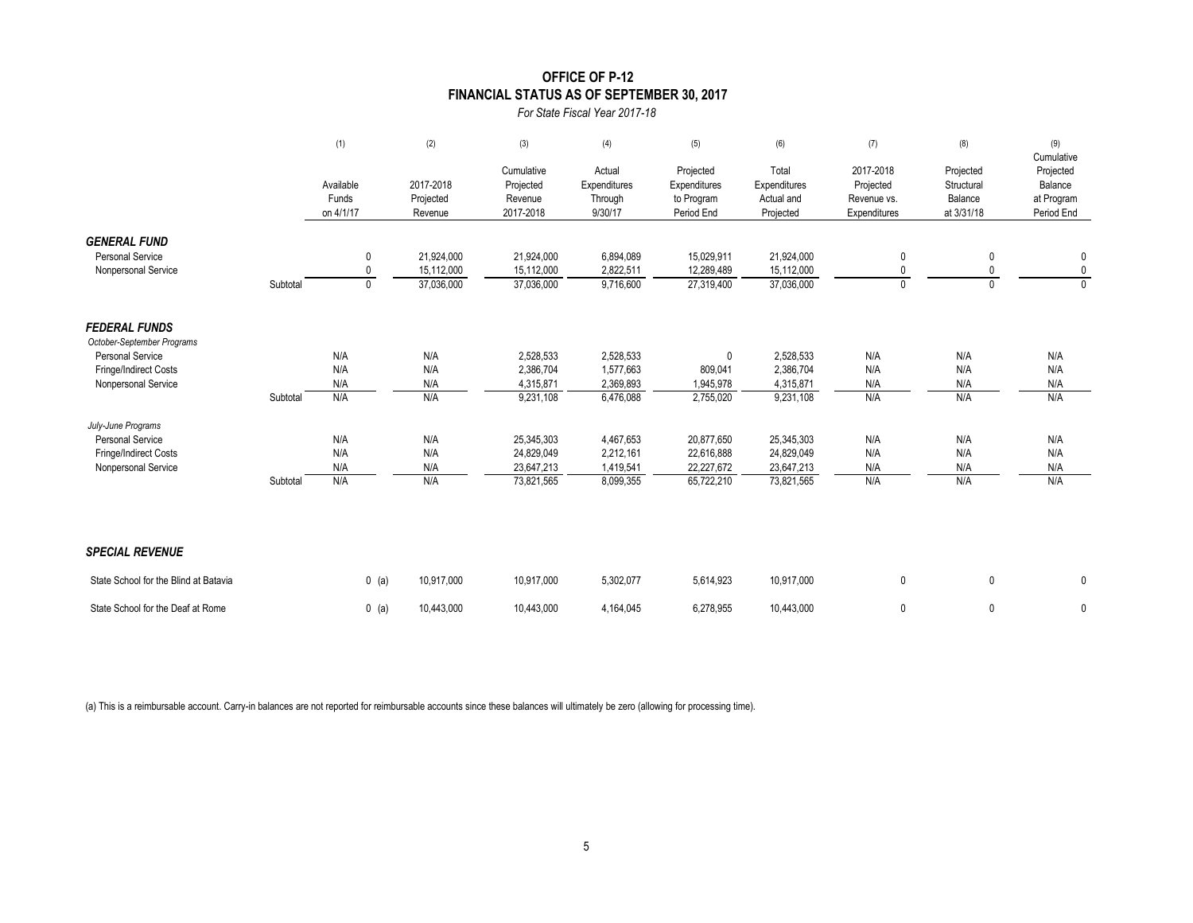# OFFICE OF P-12
## FINANCIAL STATUS AS OF SEPTEMBER 30, 2017

*For State Fiscal Year 2017-18*

| | | (1) Available Funds on 4/1/17 | (2) 2017-2018 Projected Revenue | (3) Cumulative Projected Revenue 2017-2018 | (4) Actual Expenditures Through 9/30/17 | (5) Projected Expenditures to Program Period End | (6) Total Expenditures Actual and Projected | (7) 2017-2018 Projected Revenue vs. Expenditures | (8) Projected Structural Balance at 3/31/18 | (9) Cumulative Projected Balance at Program Period End |
|---|---|---|---|---|---|---|---|---|---|---|
| ***GENERAL FUND*** | | | | | | | | | | |
| Personal Service | | 0 | 21,924,000 | 21,924,000 | 6,894,089 | 15,029,911 | 21,924,000 | 0 | 0 | 0 |
| Nonpersonal Service | | 0 | 15,112,000 | 15,112,000 | 2,822,511 | 12,289,489 | 15,112,000 | 0 | 0 | 0 |
| | Subtotal | 0 | 37,036,000 | 37,036,000 | 9,716,600 | 27,319,400 | 37,036,000 | 0 | 0 | 0 |
| ***FEDERAL FUNDS*** | | | | | | | | | | |
| *October-September Programs* | | | | | | | | | | |
| Personal Service | | N/A | N/A | 2,528,533 | 2,528,533 | 0 | 2,528,533 | N/A | N/A | N/A |
| Fringe/Indirect Costs | | N/A | N/A | 2,386,704 | 1,577,663 | 809,041 | 2,386,704 | N/A | N/A | N/A |
| Nonpersonal Service | | N/A | N/A | 4,315,871 | 2,369,893 | 1,945,978 | 4,315,871 | N/A | N/A | N/A |
| | Subtotal | N/A | N/A | 9,231,108 | 6,476,088 | 2,755,020 | 9,231,108 | N/A | N/A | N/A |
| *July-June Programs* | | | | | | | | | | |
| Personal Service | | N/A | N/A | 25,345,303 | 4,467,653 | 20,877,650 | 25,345,303 | N/A | N/A | N/A |
| Fringe/Indirect Costs | | N/A | N/A | 24,829,049 | 2,212,161 | 22,616,888 | 24,829,049 | N/A | N/A | N/A |
| Nonpersonal Service | | N/A | N/A | 23,647,213 | 1,419,541 | 22,227,672 | 23,647,213 | N/A | N/A | N/A |
| | Subtotal | N/A | N/A | 73,821,565 | 8,099,355 | 65,722,210 | 73,821,565 | N/A | N/A | N/A |
| ***SPECIAL REVENUE*** | | | | | | | | | | |
| State School for the Blind at Batavia | | 0 (a) | 10,917,000 | 10,917,000 | 5,302,077 | 5,614,923 | 10,917,000 | 0 | 0 | 0 |
| State School for the Deaf at Rome | | 0 (a) | 10,443,000 | 10,443,000 | 4,164,045 | 6,278,955 | 10,443,000 | 0 | 0 | 0 |

(a) This is a reimbursable account. Carry-in balances are not reported for reimbursable accounts since these balances will ultimately be zero (allowing for processing time).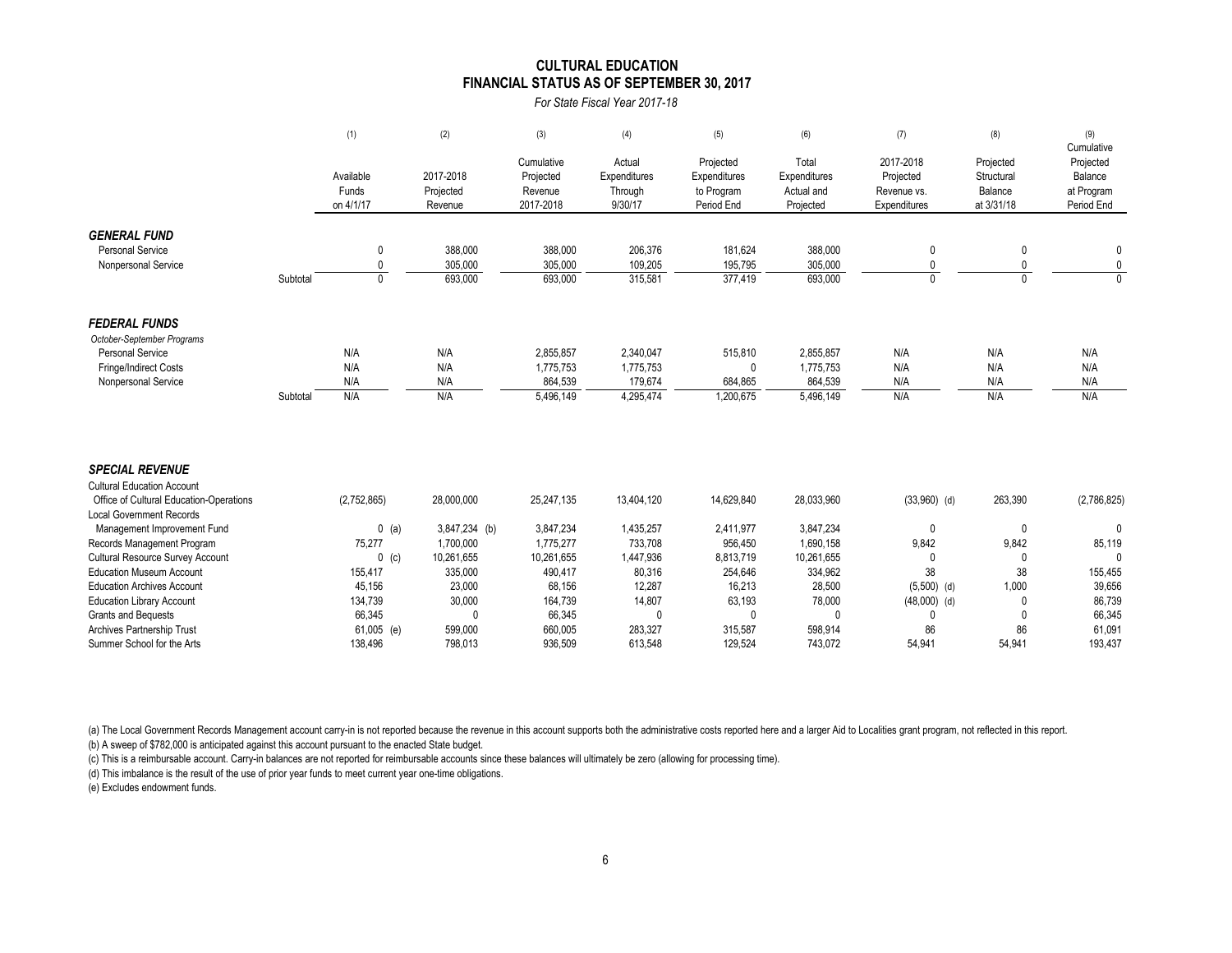# CULTURAL EDUCATION
## FINANCIAL STATUS AS OF SEPTEMBER 30, 2017

*For State Fiscal Year 2017-18*

| | (1) Available Funds on 4/1/17 | (2) 2017-2018 Projected Revenue | (3) Cumulative Projected Revenue 2017-2018 | (4) Actual Expenditures Through 9/30/17 | (5) Projected Expenditures to Program Period End | (6) Total Expenditures Actual and Projected | (7) 2017-2018 Projected Revenue vs. Expenditures | (8) Projected Structural Balance at 3/31/18 | (9) Cumulative Projected Balance at Program Period End |
|---|---|---|---|---|---|---|---|---|---|
| ***GENERAL FUND*** | | | | | | | | | |
| Personal Service | 0 | 388,000 | 388,000 | 206,376 | 181,624 | 388,000 | 0 | 0 | 0 |
| Nonpersonal Service | 0 | 305,000 | 305,000 | 109,205 | 195,795 | 305,000 | 0 | 0 | 0 |
| Subtotal | 0 | 693,000 | 693,000 | 315,581 | 377,419 | 693,000 | 0 | 0 | 0 |
| ***FEDERAL FUNDS*** | | | | | | | | | |
| *October-September Programs* | | | | | | | | | |
| Personal Service | N/A | N/A | 2,855,857 | 2,340,047 | 515,810 | 2,855,857 | N/A | N/A | N/A |
| Fringe/Indirect Costs | N/A | N/A | 1,775,753 | 1,775,753 | 0 | 1,775,753 | N/A | N/A | N/A |
| Nonpersonal Service | N/A | N/A | 864,539 | 179,674 | 684,865 | 864,539 | N/A | N/A | N/A |
| Subtotal | N/A | N/A | 5,496,149 | 4,295,474 | 1,200,675 | 5,496,149 | N/A | N/A | N/A |
| ***SPECIAL REVENUE*** | | | | | | | | | |
| Cultural Education Account | | | | | | | | | |
| Office of Cultural Education-Operations | (2,752,865) | 28,000,000 | 25,247,135 | 13,404,120 | 14,629,840 | 28,033,960 | (33,960) (d) | 263,390 | (2,786,825) |
| Local Government Records | | | | | | | | | |
| Management Improvement Fund | 0 (a) | 3,847,234 (b) | 3,847,234 | 1,435,257 | 2,411,977 | 3,847,234 | 0 | 0 | 0 |
| Records Management Program | 75,277 | 1,700,000 | 1,775,277 | 733,708 | 956,450 | 1,690,158 | 9,842 | 9,842 | 85,119 |
| Cultural Resource Survey Account | 0 (c) | 10,261,655 | 10,261,655 | 1,447,936 | 8,813,719 | 10,261,655 | 0 | 0 | 0 |
| Education Museum Account | 155,417 | 335,000 | 490,417 | 80,316 | 254,646 | 334,962 | 38 | 38 | 155,455 |
| Education Archives Account | 45,156 | 23,000 | 68,156 | 12,287 | 16,213 | 28,500 | (5,500) (d) | 1,000 | 39,656 |
| Education Library Account | 134,739 | 30,000 | 164,739 | 14,807 | 63,193 | 78,000 | (48,000) (d) | 0 | 86,739 |
| Grants and Bequests | 66,345 | 0 | 66,345 | 0 | 0 | 0 | 0 | 0 | 66,345 |
| Archives Partnership Trust | 61,005 (e) | 599,000 | 660,005 | 283,327 | 315,587 | 598,914 | 86 | 86 | 61,091 |
| Summer School for the Arts | 138,496 | 798,013 | 936,509 | 613,548 | 129,524 | 743,072 | 54,941 | 54,941 | 193,437 |

(a) The Local Government Records Management account carry-in is not reported because the revenue in this account supports both the administrative costs reported here and a larger Aid to Localities grant program, not reflected in this report.

(b) A sweep of $782,000 is anticipated against this account pursuant to the enacted State budget.

(c) This is a reimbursable account. Carry-in balances are not reported for reimbursable accounts since these balances will ultimately be zero (allowing for processing time).

(d) This imbalance is the result of the use of prior year funds to meet current year one-time obligations.

(e) Excludes endowment funds.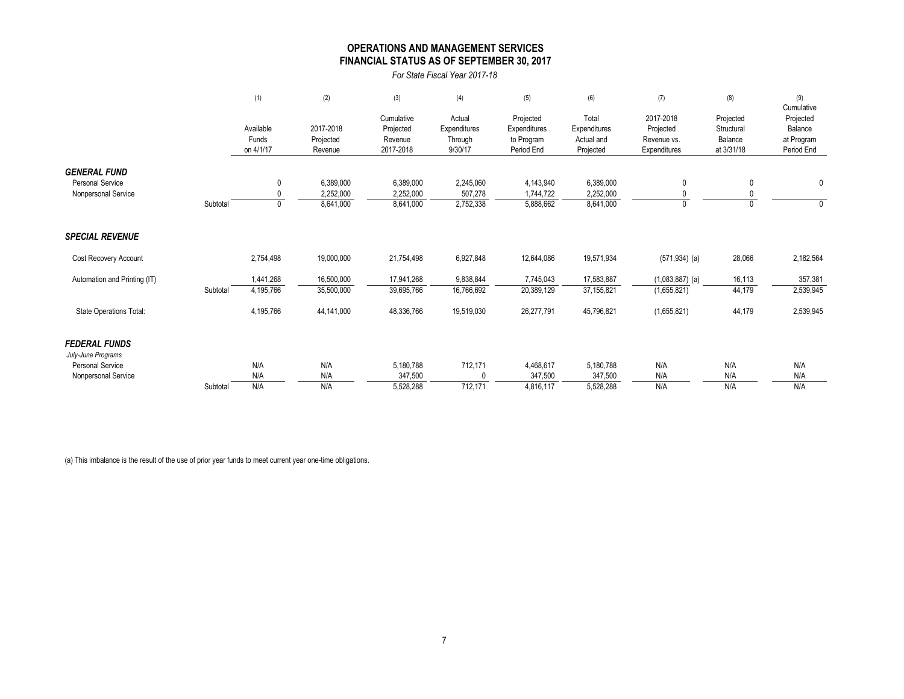# OPERATIONS AND MANAGEMENT SERVICES
## FINANCIAL STATUS AS OF SEPTEMBER 30, 2017

*For State Fiscal Year 2017-18*

| | | (1) Available Funds on 4/1/17 | (2) 2017-2018 Projected Revenue | (3) Cumulative Projected Revenue 2017-2018 | (4) Actual Expenditures Through 9/30/17 | (5) Projected Expenditures to Program Period End | (6) Total Expenditures Actual and Projected | (7) 2017-2018 Projected Revenue vs. Expenditures | (8) Projected Structural Balance at 3/31/18 | (9) Cumulative Projected Balance at Program Period End |
|---|---|---|---|---|---|---|---|---|---|---|
| ***GENERAL FUND*** | | | | | | | | | | |
| Personal Service | | 0 | 6,389,000 | 6,389,000 | 2,245,060 | 4,143,940 | 6,389,000 | 0 | 0 | 0 |
| Nonpersonal Service | | 0 | 2,252,000 | 2,252,000 | 507,278 | 1,744,722 | 2,252,000 | 0 | 0 | |
| | Subtotal | 0 | 8,641,000 | 8,641,000 | 2,752,338 | 5,888,662 | 8,641,000 | 0 | 0 | 0 |
| ***SPECIAL REVENUE*** | | | | | | | | | | |
| Cost Recovery Account | | 2,754,498 | 19,000,000 | 21,754,498 | 6,927,848 | 12,644,086 | 19,571,934 | (571,934) (a) | 28,066 | 2,182,564 |
| Automation and Printing (IT) | | 1,441,268 | 16,500,000 | 17,941,268 | 9,838,844 | 7,745,043 | 17,583,887 | (1,083,887) (a) | 16,113 | 357,381 |
| | Subtotal | 4,195,766 | 35,500,000 | 39,695,766 | 16,766,692 | 20,389,129 | 37,155,821 | (1,655,821) | 44,179 | 2,539,945 |
| State Operations Total: | | 4,195,766 | 44,141,000 | 48,336,766 | 19,519,030 | 26,277,791 | 45,796,821 | (1,655,821) | 44,179 | 2,539,945 |
| ***FEDERAL FUNDS*** | | | | | | | | | | |
| *July-June Programs* | | | | | | | | | | |
| Personal Service | | N/A | N/A | 5,180,788 | 712,171 | 4,468,617 | 5,180,788 | N/A | N/A | N/A |
| Nonpersonal Service | | N/A | N/A | 347,500 | 0 | 347,500 | 347,500 | N/A | N/A | N/A |
| | Subtotal | N/A | N/A | 5,528,288 | 712,171 | 4,816,117 | 5,528,288 | N/A | N/A | N/A |

(a) This imbalance is the result of the use of prior year funds to meet current year one-time obligations.